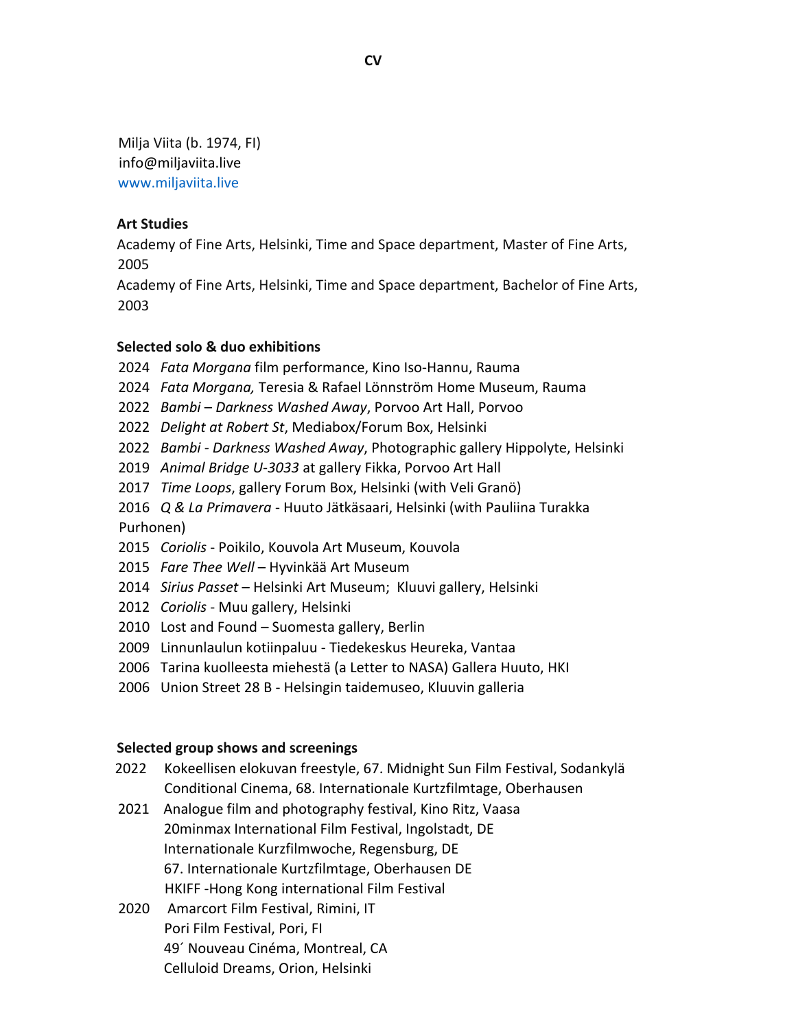# CV

Milja Viita (b. 1974, FI)
info@miljaviita.live
www.miljaviita.live

### Art Studies

Academy of Fine Arts, Helsinki, Time and Space department, Master of Fine Arts, 2005
Academy of Fine Arts, Helsinki, Time and Space department, Bachelor of Fine Arts, 2003

### Selected solo & duo exhibitions

2024 *Fata Morgana* film performance, Kino Iso-Hannu, Rauma
2024 *Fata Morgana,* Teresia & Rafael Lönnström Home Museum, Rauma
2022 *Bambi – Darkness Washed Away*, Porvoo Art Hall, Porvoo
2022 *Delight at Robert St*, Mediabox/Forum Box, Helsinki
2022 *Bambi - Darkness Washed Away*, Photographic gallery Hippolyte, Helsinki
2019 *Animal Bridge U-3033* at gallery Fikka, Porvoo Art Hall
2017 *Time Loops*, gallery Forum Box, Helsinki (with Veli Granö)
2016 *Q & La Primavera* - Huuto Jätkäsaari, Helsinki (with Pauliina Turakka Purhonen)
2015 *Coriolis* - Poikilo, Kouvola Art Museum, Kouvola
2015 *Fare Thee Well* – Hyvinkää Art Museum
2014 *Sirius Passet* – Helsinki Art Museum; Kluuvi gallery, Helsinki
2012 *Coriolis* - Muu gallery, Helsinki
2010 Lost and Found – Suomesta gallery, Berlin
2009 Linnunlaulun kotiinpaluu - Tiedekeskus Heureka, Vantaa
2006 Tarina kuolleesta miehestä (a Letter to NASA) Gallera Huuto, HKI
2006 Union Street 28 B - Helsingin taidemuseo, Kluuvin galleria

### Selected group shows and screenings

2022 Kokeellisen elokuvan freestyle, 67. Midnight Sun Film Festival, Sodankylä
Conditional Cinema, 68. Internationale Kurtzfilmtage, Oberhausen
2021 Analogue film and photography festival, Kino Ritz, Vaasa
20minmax International Film Festival, Ingolstadt, DE
Internationale Kurzfilmwoche, Regensburg, DE
67. Internationale Kurtzfilmtage, Oberhausen DE
HKIFF -Hong Kong international Film Festival
2020 Amarcort Film Festival, Rimini, IT
Pori Film Festival, Pori, FI
49´ Nouveau Cinéma, Montreal, CA
Celluloid Dreams, Orion, Helsinki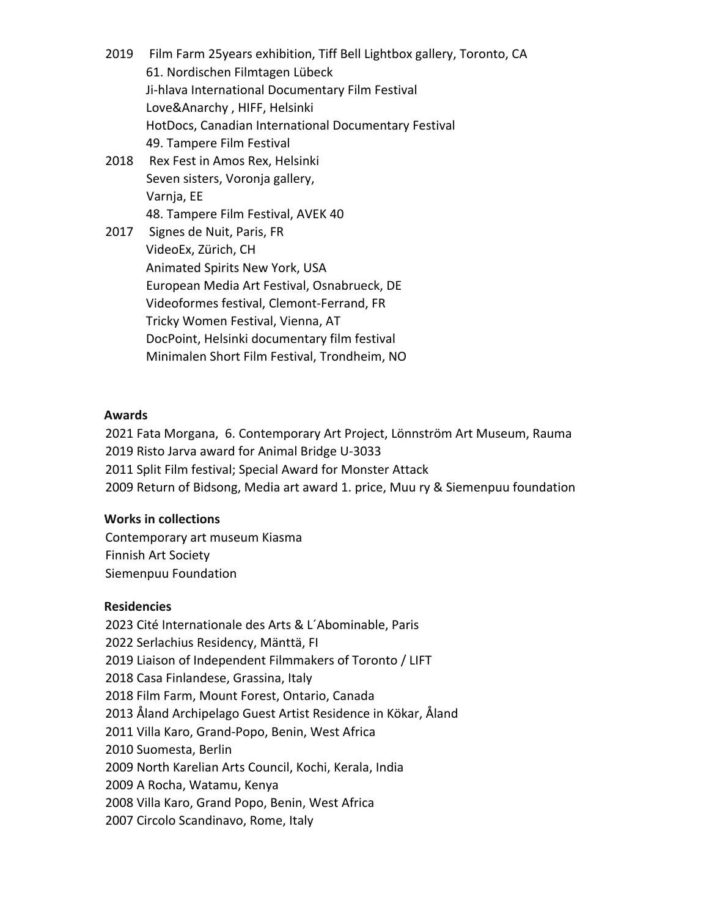2019 Film Farm 25years exhibition, Tiff Bell Lightbox gallery, Toronto, CA
61. Nordischen Filmtagen Lübeck
Ji-hlava International Documentary Film Festival
Love&Anarchy , HIFF, Helsinki
HotDocs, Canadian International Documentary Festival
49. Tampere Film Festival

2018 Rex Fest in Amos Rex, Helsinki
Seven sisters, Voronja gallery,
Varnja, EE
48. Tampere Film Festival, AVEK 40

2017 Signes de Nuit, Paris, FR
VideoEx, Zürich, CH
Animated Spirits New York, USA
European Media Art Festival, Osnabrueck, DE
Videoformes festival, Clemont-Ferrand, FR
Tricky Women Festival, Vienna, AT
DocPoint, Helsinki documentary film festival
Minimalen Short Film Festival, Trondheim, NO

**Awards**

2021 Fata Morgana, 6. Contemporary Art Project, Lönnström Art Museum, Rauma
2019 Risto Jarva award for Animal Bridge U-3033
2011 Split Film festival; Special Award for Monster Attack
2009 Return of Bidsong, Media art award 1. price, Muu ry & Siemenpuu foundation

**Works in collections**

Contemporary art museum Kiasma
Finnish Art Society
Siemenpuu Foundation

**Residencies**

2023 Cité Internationale des Arts & L´Abominable, Paris
2022 Serlachius Residency, Mänttä, FI
2019 Liaison of Independent Filmmakers of Toronto / LIFT
2018 Casa Finlandese, Grassina, Italy
2018 Film Farm, Mount Forest, Ontario, Canada
2013 Åland Archipelago Guest Artist Residence in Kökar, Åland
2011 Villa Karo, Grand-Popo, Benin, West Africa
2010 Suomesta, Berlin
2009 North Karelian Arts Council, Kochi, Kerala, India
2009 A Rocha, Watamu, Kenya
2008 Villa Karo, Grand Popo, Benin, West Africa
2007 Circolo Scandinavo, Rome, Italy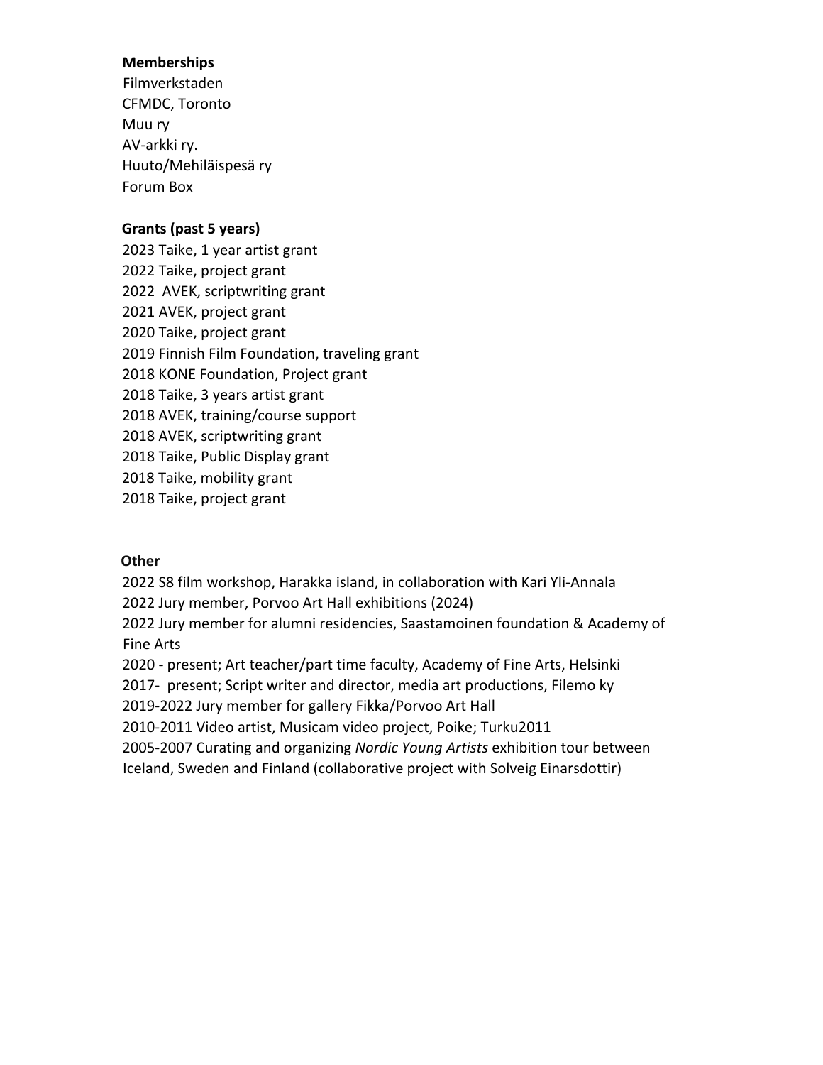**Memberships**

Filmverkstaden
CFMDC, Toronto
Muu ry
AV-arkki ry.
Huuto/Mehiläispesä ry
Forum Box

**Grants (past 5 years)**

2023 Taike, 1 year artist grant
2022 Taike, project grant
2022 AVEK, scriptwriting grant
2021 AVEK, project grant
2020 Taike, project grant
2019 Finnish Film Foundation, traveling grant
2018 KONE Foundation, Project grant
2018 Taike, 3 years artist grant
2018 AVEK, training/course support
2018 AVEK, scriptwriting grant
2018 Taike, Public Display grant
2018 Taike, mobility grant
2018 Taike, project grant

**Other**

2022 S8 film workshop, Harakka island, in collaboration with Kari Yli-Annala
2022 Jury member, Porvoo Art Hall exhibitions (2024)
2022 Jury member for alumni residencies, Saastamoinen foundation & Academy of Fine Arts
2020 - present; Art teacher/part time faculty, Academy of Fine Arts, Helsinki
2017- present; Script writer and director, media art productions, Filemo ky
2019-2022 Jury member for gallery Fikka/Porvoo Art Hall
2010-2011 Video artist, Musicam video project, Poike; Turku2011
2005-2007 Curating and organizing *Nordic Young Artists* exhibition tour between Iceland, Sweden and Finland (collaborative project with Solveig Einarsdottir)